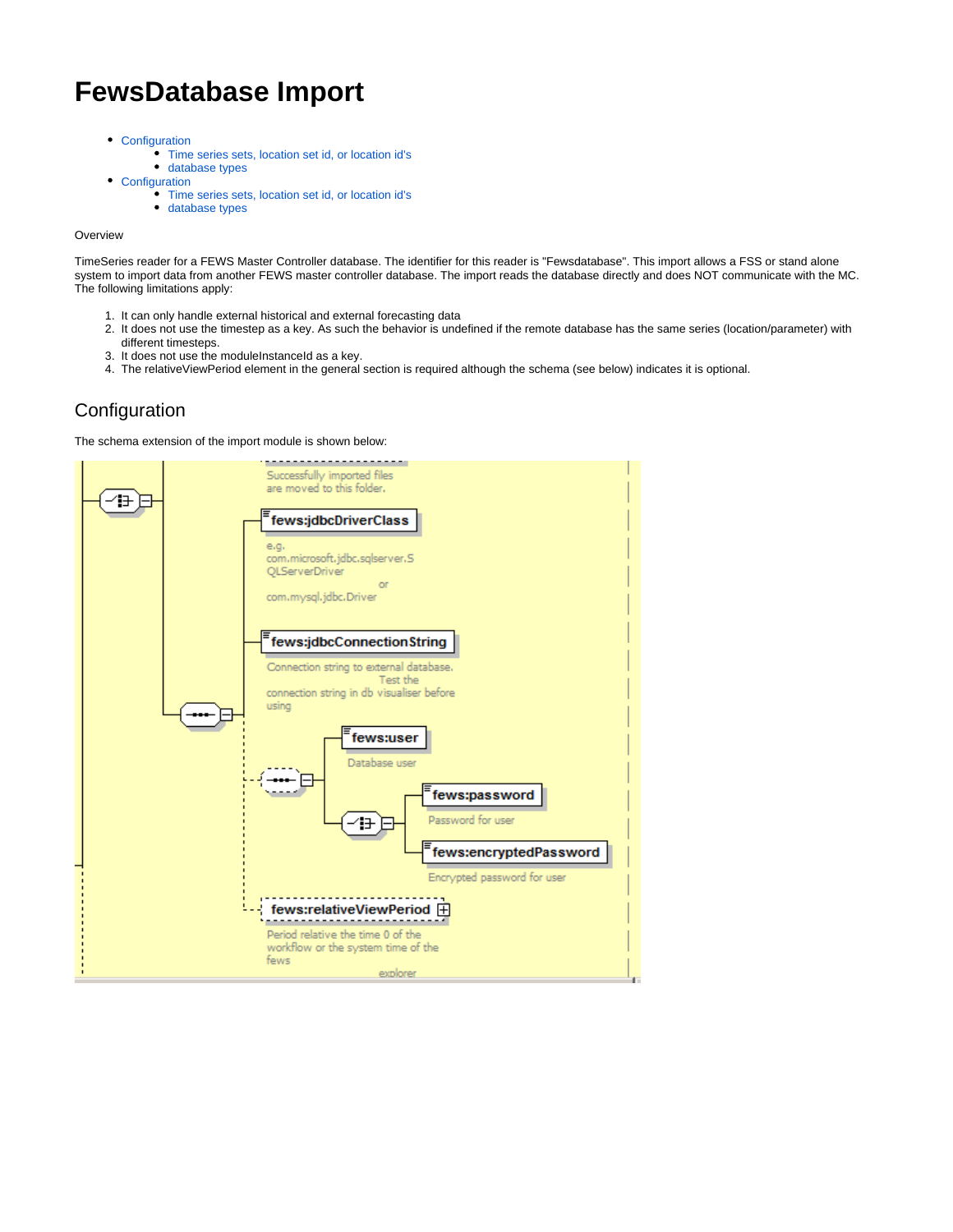# FewsDatabase Import

- Configuration
  - Time series sets, location set id, or location id's
  - database types
- Configuration
  - Time series sets, location set id, or location id's
  - database types

Overview

TimeSeries reader for a FEWS Master Controller database. The identifier for this reader is "Fewsdatabase". This import allows a FSS or stand alone system to import data from another FEWS master controller database. The import reads the database directly and does NOT communicate with the MC. The following limitations apply:

1. It can only handle external historical and external forecasting data
2. It does not use the timestep as a key. As such the behavior is undefined if the remote database has the same series (location/parameter) with different timesteps.
3. It does not use the moduleInstanceId as a key.
4. The relativeViewPeriod element in the general section is required although the schema (see below) indicates it is optional.

## Configuration

The schema extension of the import module is shown below: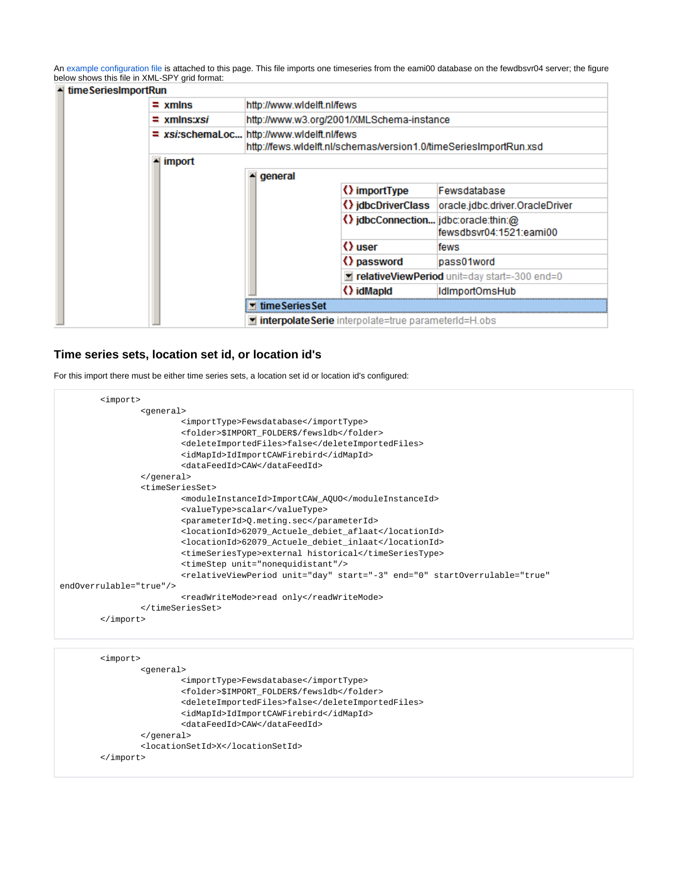An example configuration file is attached to this page. This file imports one timeseries from the eami00 database on the fewdbsvr04 server; the figure below shows this file in XML-SPY grid format:

| timeSeriesImportRun | | | |
|---|---|---|---|
| | = xmlns | http://www.wldelft.nl/fews | |
| | = xmlns:xsi | http://www.w3.org/2001/XMLSchema-instance | |
| | = xsi:schemaLoc... | http://www.wldelft.nl/fews http://fews.wldelft.nl/schemas/version1.0/timeSeriesImportRun.xsd | |
| | import | | |
| | | general | |
| | | | importType: Fewsdatabase |
| | | | jdbcDriverClass: oracle.jdbc.driver.OracleDriver |
| | | | jdbcConnection...: jdbc:oracle:thin:@fewsdbsvr04:1521:eami00 |
| | | | user: fews |
| | | | password: pass01word |
| | | | relativeViewPeriod unit=day start=-300 end=0 |
| | | | idMapId: IdImportOmsHub |
| | | timeSeriesSet | |
| | | interpolateSerie interpolate=true parameterId=H.obs | |

## Time series sets, location set id, or location id's

For this import there must be either time series sets, a location set id or location id's configured:

```
        <import>
                <general>
                        <importType>Fewsdatabase</importType>
                        <folder>$IMPORT_FOLDER$/fewsldb</folder>
                        <deleteImportedFiles>false</deleteImportedFiles>
                        <idMapId>IdImportCAWFirebird</idMapId>
                        <dataFeedId>CAW</dataFeedId>
                </general>
                <timeSeriesSet>
                        <moduleInstanceId>ImportCAW_AQUO</moduleInstanceId>
                        <valueType>scalar</valueType>
                        <parameterId>Q.meting.sec</parameterId>
                        <locationId>62079_Actuele_debiet_aflaat</locationId>
                        <locationId>62079_Actuele_debiet_inlaat</locationId>
                        <timeSeriesType>external historical</timeSeriesType>
                        <timeStep unit="nonequidistant"/>
                        <relativeViewPeriod unit="day" start="-3" end="0" startOverrulable="true"
endOverrulable="true"/>
                        <readWriteMode>read only</readWriteMode>
                </timeSeriesSet>
        </import>
```

```
        <import>
                <general>
                        <importType>Fewsdatabase</importType>
                        <folder>$IMPORT_FOLDER$/fewsldb</folder>
                        <deleteImportedFiles>false</deleteImportedFiles>
                        <idMapId>IdImportCAWFirebird</idMapId>
                        <dataFeedId>CAW</dataFeedId>
                </general>
                <locationSetId>X</locationSetId>
        </import>
```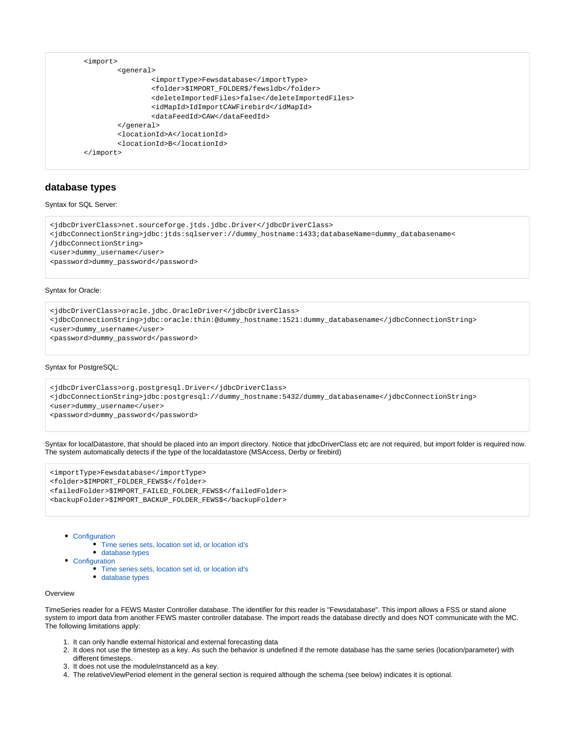```
<import>
        <general>
                <importType>Fewsdatabase</importType>
                <folder>$IMPORT_FOLDER$/fewsldb</folder>
                <deleteImportedFiles>false</deleteImportedFiles>
                <idMapId>IdImportCAWFirebird</idMapId>
                <dataFeedId>CAW</dataFeedId>
        </general>
        <locationId>A</locationId>
        <locationId>B</locationId>
</import>
```

## database types

Syntax for SQL Server:

```
<jdbcDriverClass>net.sourceforge.jtds.jdbc.Driver</jdbcDriverClass>
<jdbcConnectionString>jdbc:jtds:sqlserver://dummy_hostname:1433;databaseName=dummy_databasename<
/jdbcConnectionString>
<user>dummy_username</user>
<password>dummy_password</password>
```

Syntax for Oracle:

```
<jdbcDriverClass>oracle.jdbc.OracleDriver</jdbcDriverClass>
<jdbcConnectionString>jdbc:oracle:thin:@dummy_hostname:1521:dummy_databasename</jdbcConnectionString>
<user>dummy_username</user>
<password>dummy_password</password>
```

Syntax for PostgreSQL:

```
<jdbcDriverClass>org.postgresql.Driver</jdbcDriverClass>
<jdbcConnectionString>jdbc:postgresql://dummy_hostname:5432/dummy_databasename</jdbcConnectionString>
<user>dummy_username</user>
<password>dummy_password</password>
```

Syntax for localDatastore, that should be placed into an import directory. Notice that jdbcDriverClass etc are not required, but import folder is required now. The system automatically detects if the type of the localdatastore (MSAccess, Derby or firebird)

```
<importType>Fewsdatabase</importType>
<folder>$IMPORT_FOLDER_FEWS$</folder>
<failedFolder>$IMPORT_FAILED_FOLDER_FEWS$</failedFolder>
<backupFolder>$IMPORT_BACKUP_FOLDER_FEWS$</backupFolder>
```

- Configuration
  - Time series sets, location set id, or location id's
  - database types
- Configuration
  - Time series sets, location set id, or location id's
  - database types

Overview

TimeSeries reader for a FEWS Master Controller database. The identifier for this reader is "Fewsdatabase". This import allows a FSS or stand alone system to import data from another FEWS master controller database. The import reads the database directly and does NOT communicate with the MC. The following limitations apply:

1. It can only handle external historical and external forecasting data
2. It does not use the timestep as a key. As such the behavior is undefined if the remote database has the same series (location/parameter) with different timesteps.
3. It does not use the moduleInstanceId as a key.
4. The relativeViewPeriod element in the general section is required although the schema (see below) indicates it is optional.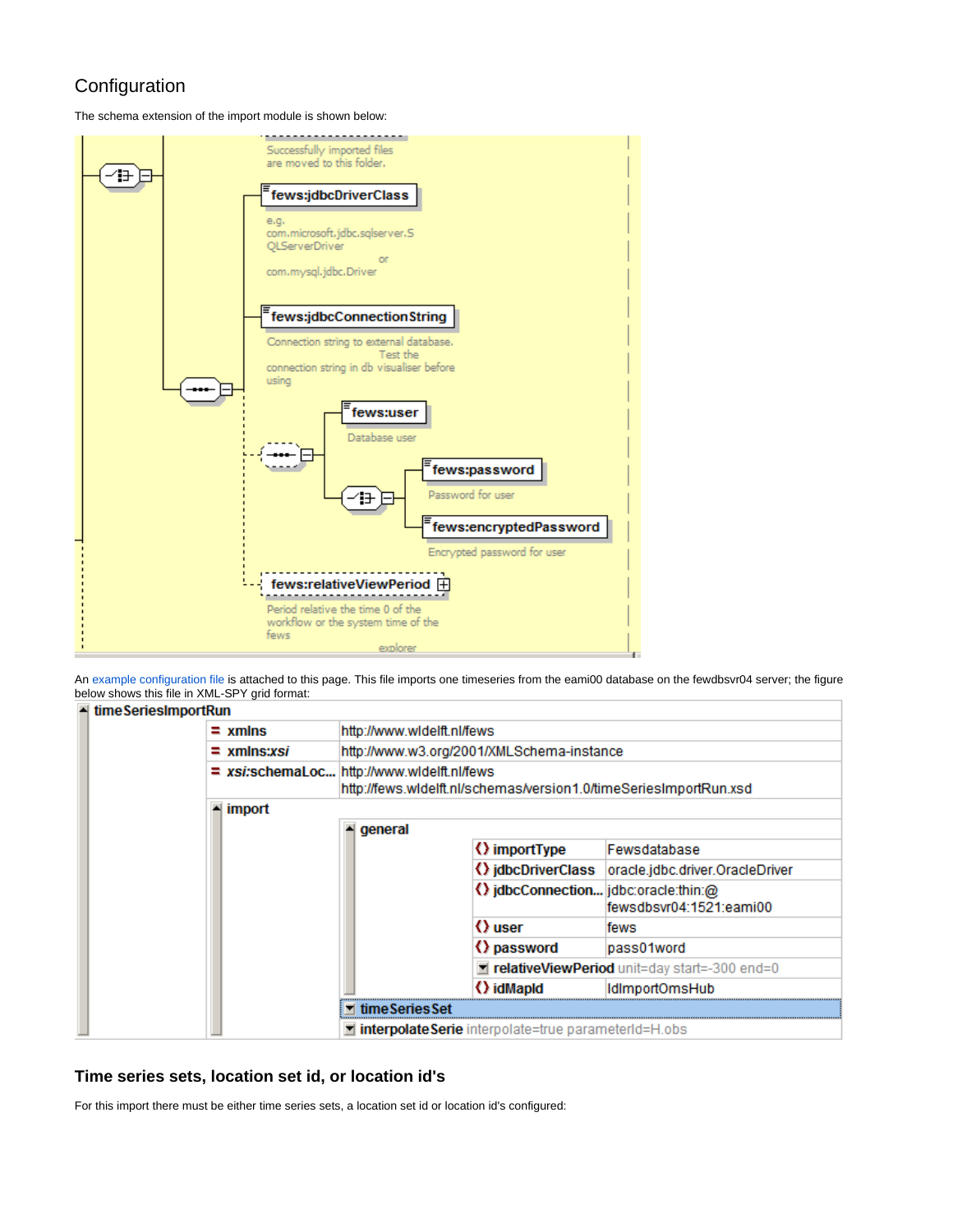## Configuration

The schema extension of the import module is shown below:

Successfully imported files are moved to this folder.

fews:jdbcDriverClass

e.g. com.microsoft.jdbc.sqlserver.SQLServerDriver or com.mysql.jdbc.Driver

fews:jdbcConnectionString

Connection string to external database. Test the connection string in db visualiser before using

fews:user

Database user

fews:password

Password for user

fews:encryptedPassword

Encrypted password for user

fews:relativeViewPeriod

Period relative the time 0 of the workflow or the system time of the fews explorer

An example configuration file is attached to this page. This file imports one timeseries from the eami00 database on the fewdbsvr04 server; the figure below shows this file in XML-SPY grid format:

| timeSeriesImportRun | | | | |
|---|---|---|---|---|
| | = xmlns | http://www.wldelft.nl/fews | | |
| | = xmlns:*xsi* | http://www.w3.org/2001/XMLSchema-instance | | |
| | = *xsi*:schemaLoc... | http://www.wldelft.nl/fews http://fews.wldelft.nl/schemas/version1.0/timeSeriesImportRun.xsd | | |
| | import | | | |
| | | general | | |
| | | | importType | Fewsdatabase |
| | | | jdbcDriverClass | oracle.jdbc.driver.OracleDriver |
| | | | jdbcConnection... | jdbc:oracle:thin:@fewsdbsvr04:1521:eami00 |
| | | | user | fews |
| | | | password | pass01word |
| | | | relativeViewPeriod | unit=day start=-300 end=0 |
| | | | idMapId | IdImportOmsHub |
| | | timeSeriesSet | | |
| | | interpolateSerie interpolate=true parameterId=H.obs | | |

### Time series sets, location set id, or location id's

For this import there must be either time series sets, a location set id or location id's configured: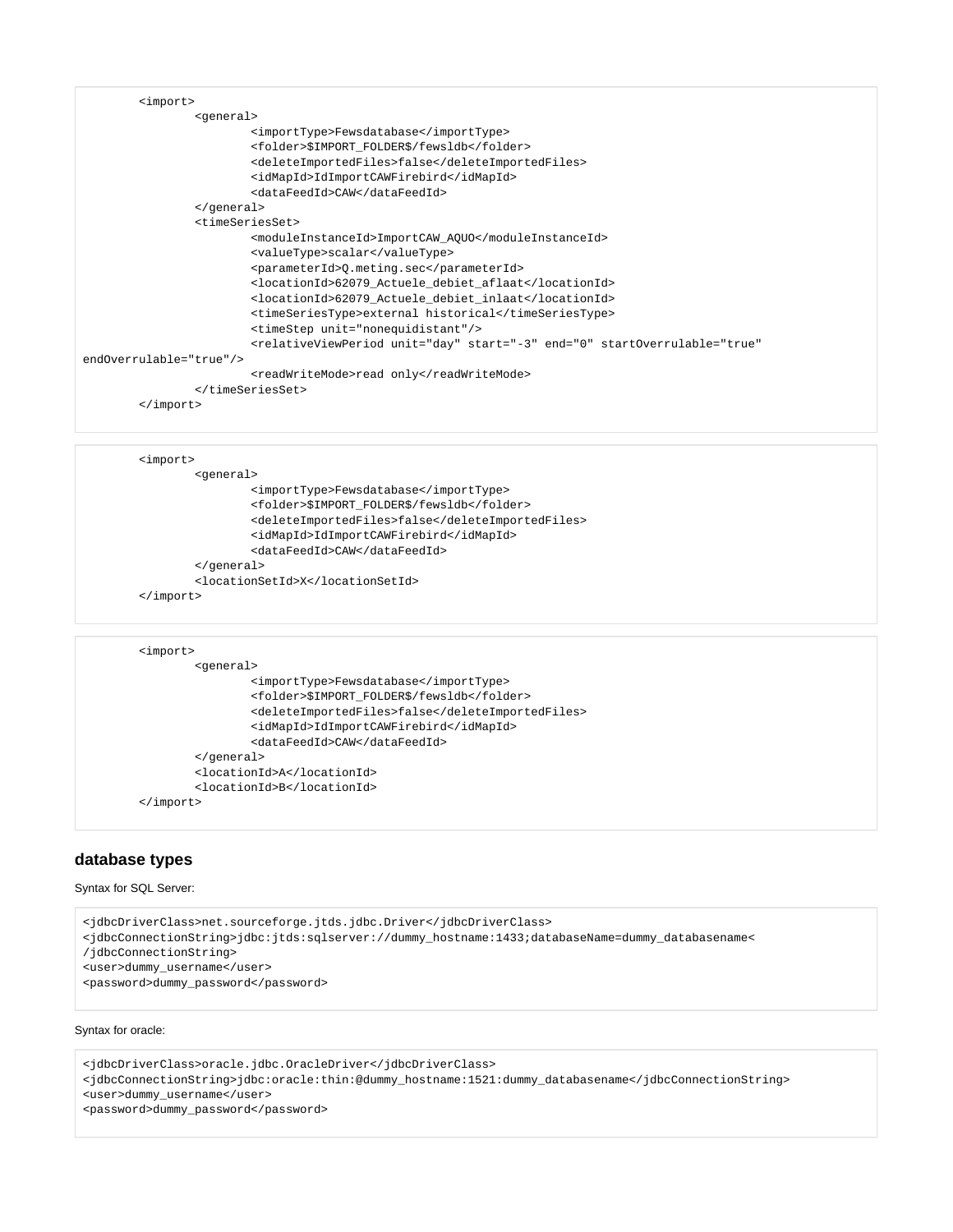```
        <import>
                <general>
                        <importType>Fewsdatabase</importType>
                        <folder>$IMPORT_FOLDER$/fewsldb</folder>
                        <deleteImportedFiles>false</deleteImportedFiles>
                        <idMapId>IdImportCAWFirebird</idMapId>
                        <dataFeedId>CAW</dataFeedId>
                </general>
                <timeSeriesSet>
                        <moduleInstanceId>ImportCAW_AQUO</moduleInstanceId>
                        <valueType>scalar</valueType>
                        <parameterId>Q.meting.sec</parameterId>
                        <locationId>62079_Actuele_debiet_aflaat</locationId>
                        <locationId>62079_Actuele_debiet_inlaat</locationId>
                        <timeSeriesType>external historical</timeSeriesType>
                        <timeStep unit="nonequidistant"/>
                        <relativeViewPeriod unit="day" start="-3" end="0" startOverrulable="true"
endOverrulable="true"/>
                        <readWriteMode>read only</readWriteMode>
                </timeSeriesSet>
        </import>
```

```
        <import>
                <general>
                        <importType>Fewsdatabase</importType>
                        <folder>$IMPORT_FOLDER$/fewsldb</folder>
                        <deleteImportedFiles>false</deleteImportedFiles>
                        <idMapId>IdImportCAWFirebird</idMapId>
                        <dataFeedId>CAW</dataFeedId>
                </general>
                <locationSetId>X</locationSetId>
        </import>
```

```
        <import>
                <general>
                        <importType>Fewsdatabase</importType>
                        <folder>$IMPORT_FOLDER$/fewsldb</folder>
                        <deleteImportedFiles>false</deleteImportedFiles>
                        <idMapId>IdImportCAWFirebird</idMapId>
                        <dataFeedId>CAW</dataFeedId>
                </general>
                <locationId>A</locationId>
                <locationId>B</locationId>
        </import>
```

### database types

Syntax for SQL Server:

```
<jdbcDriverClass>net.sourceforge.jtds.jdbc.Driver</jdbcDriverClass>
<jdbcConnectionString>jdbc:jtds:sqlserver://dummy_hostname:1433;databaseName=dummy_databasename<
/jdbcConnectionString>
<user>dummy_username</user>
<password>dummy_password</password>
```

Syntax for oracle:

```
<jdbcDriverClass>oracle.jdbc.OracleDriver</jdbcDriverClass>
<jdbcConnectionString>jdbc:oracle:thin:@dummy_hostname:1521:dummy_databasename</jdbcConnectionString>
<user>dummy_username</user>
<password>dummy_password</password>
```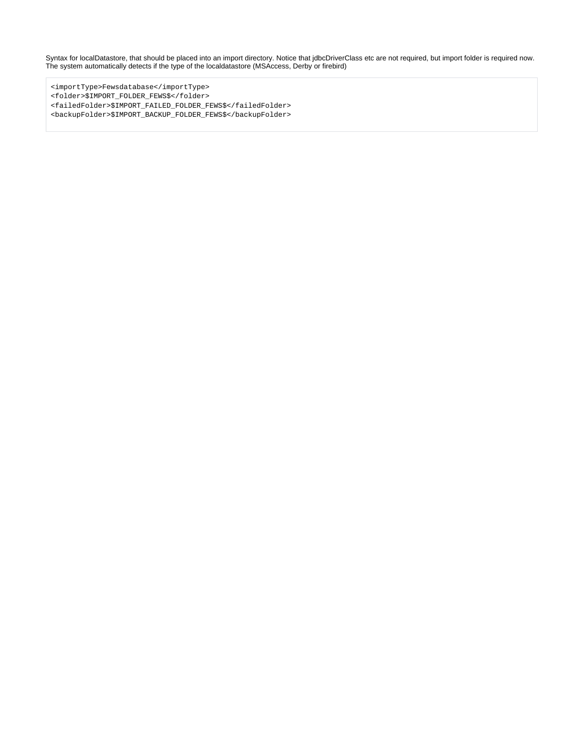Syntax for localDatastore, that should be placed into an import directory. Notice that jdbcDriverClass etc are not required, but import folder is required now. The system automatically detects if the type of the localdatastore (MSAccess, Derby or firebird)

```
<importType>Fewsdatabase</importType>
<folder>$IMPORT_FOLDER_FEWS$</folder>
<failedFolder>$IMPORT_FAILED_FOLDER_FEWS$</failedFolder>
<backupFolder>$IMPORT_BACKUP_FOLDER_FEWS$</backupFolder>
```